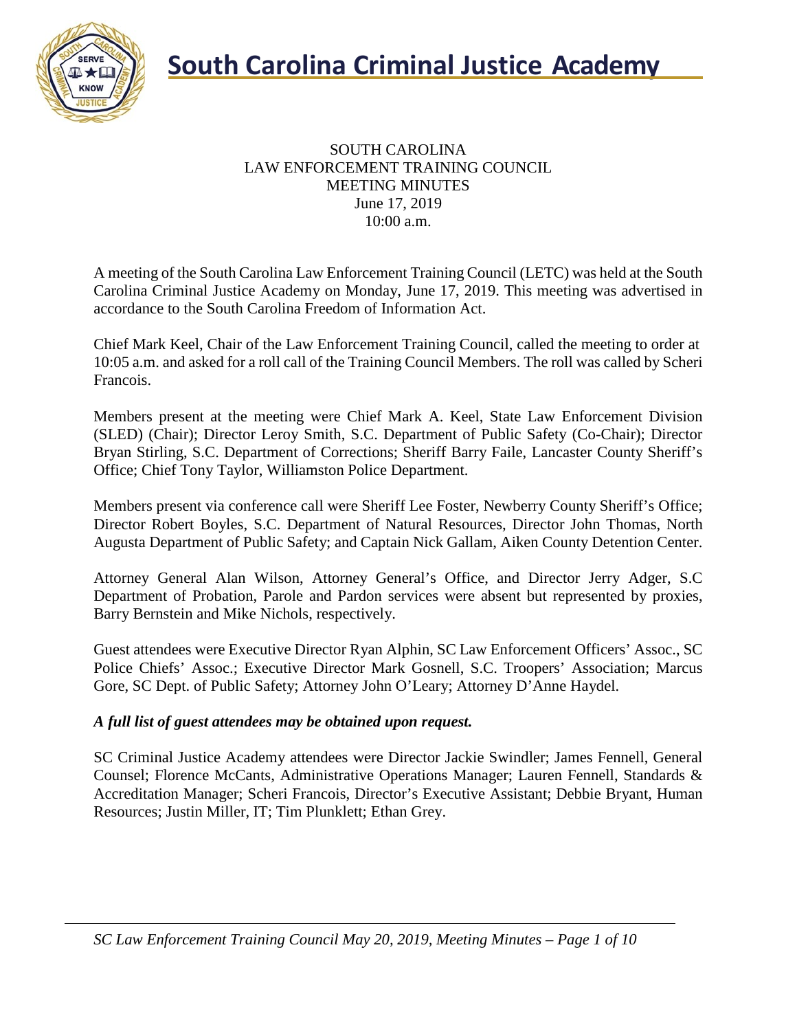# South Carolina Criminal Justice Academy

SOUTH CAROLINA
LAW ENFORCEMENT TRAINING COUNCIL
MEETING MINUTES
June 17, 2019
10:00 a.m.

A meeting of the South Carolina Law Enforcement Training Council (LETC) was held at the South Carolina Criminal Justice Academy on Monday, June 17, 2019. This meeting was advertised in accordance to the South Carolina Freedom of Information Act.

Chief Mark Keel, Chair of the Law Enforcement Training Council, called the meeting to order at 10:05 a.m. and asked for a roll call of the Training Council Members. The roll was called by Scheri Francois.

Members present at the meeting were Chief Mark A. Keel, State Law Enforcement Division (SLED) (Chair); Director Leroy Smith, S.C. Department of Public Safety (Co-Chair); Director Bryan Stirling, S.C. Department of Corrections; Sheriff Barry Faile, Lancaster County Sheriff's Office; Chief Tony Taylor, Williamston Police Department.

Members present via conference call were Sheriff Lee Foster, Newberry County Sheriff's Office; Director Robert Boyles, S.C. Department of Natural Resources, Director John Thomas, North Augusta Department of Public Safety; and Captain Nick Gallam, Aiken County Detention Center.

Attorney General Alan Wilson, Attorney General's Office, and Director Jerry Adger, S.C Department of Probation, Parole and Pardon services were absent but represented by proxies, Barry Bernstein and Mike Nichols, respectively.

Guest attendees were Executive Director Ryan Alphin, SC Law Enforcement Officers' Assoc., SC Police Chiefs' Assoc.; Executive Director Mark Gosnell, S.C. Troopers' Association; Marcus Gore, SC Dept. of Public Safety; Attorney John O'Leary; Attorney D'Anne Haydel.

***A full list of guest attendees may be obtained upon request.***

SC Criminal Justice Academy attendees were Director Jackie Swindler; James Fennell, General Counsel; Florence McCants, Administrative Operations Manager; Lauren Fennell, Standards & Accreditation Manager; Scheri Francois, Director's Executive Assistant; Debbie Bryant, Human Resources; Justin Miller, IT; Tim Plunklett; Ethan Grey.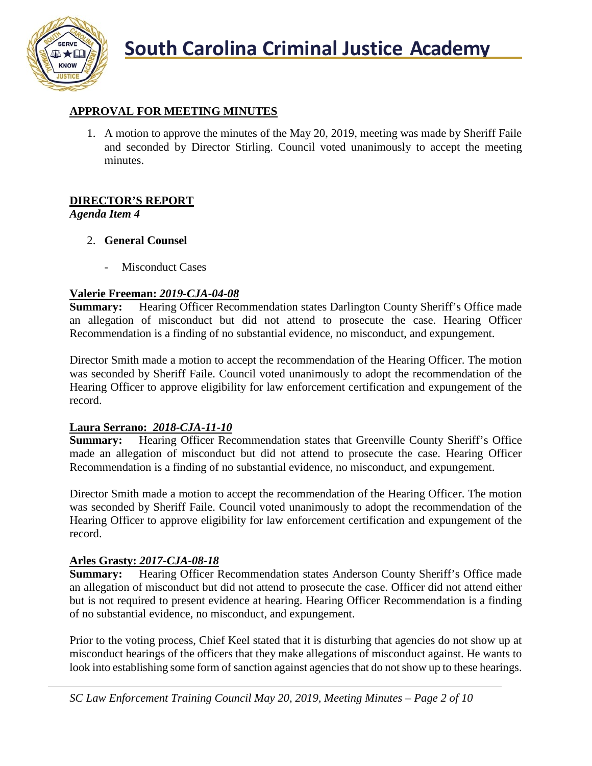## APPROVAL FOR MEETING MINUTES

1. A motion to approve the minutes of the May 20, 2019, meeting was made by Sheriff Faile and seconded by Director Stirling. Council voted unanimously to accept the meeting minutes.

## DIRECTOR'S REPORT

***Agenda Item 4***

2. **General Counsel**

   - Misconduct Cases

**Valerie Freeman: *2019-CJA-04-08***

**Summary:** Hearing Officer Recommendation states Darlington County Sheriff's Office made an allegation of misconduct but did not attend to prosecute the case. Hearing Officer Recommendation is a finding of no substantial evidence, no misconduct, and expungement.

Director Smith made a motion to accept the recommendation of the Hearing Officer. The motion was seconded by Sheriff Faile. Council voted unanimously to adopt the recommendation of the Hearing Officer to approve eligibility for law enforcement certification and expungement of the record.

**Laura Serrano: *2018-CJA-11-10***

**Summary:** Hearing Officer Recommendation states that Greenville County Sheriff's Office made an allegation of misconduct but did not attend to prosecute the case. Hearing Officer Recommendation is a finding of no substantial evidence, no misconduct, and expungement.

Director Smith made a motion to accept the recommendation of the Hearing Officer. The motion was seconded by Sheriff Faile. Council voted unanimously to adopt the recommendation of the Hearing Officer to approve eligibility for law enforcement certification and expungement of the record.

**Arles Grasty: *2017-CJA-08-18***

**Summary:** Hearing Officer Recommendation states Anderson County Sheriff's Office made an allegation of misconduct but did not attend to prosecute the case. Officer did not attend either but is not required to present evidence at hearing. Hearing Officer Recommendation is a finding of no substantial evidence, no misconduct, and expungement.

Prior to the voting process, Chief Keel stated that it is disturbing that agencies do not show up at misconduct hearings of the officers that they make allegations of misconduct against. He wants to look into establishing some form of sanction against agencies that do not show up to these hearings.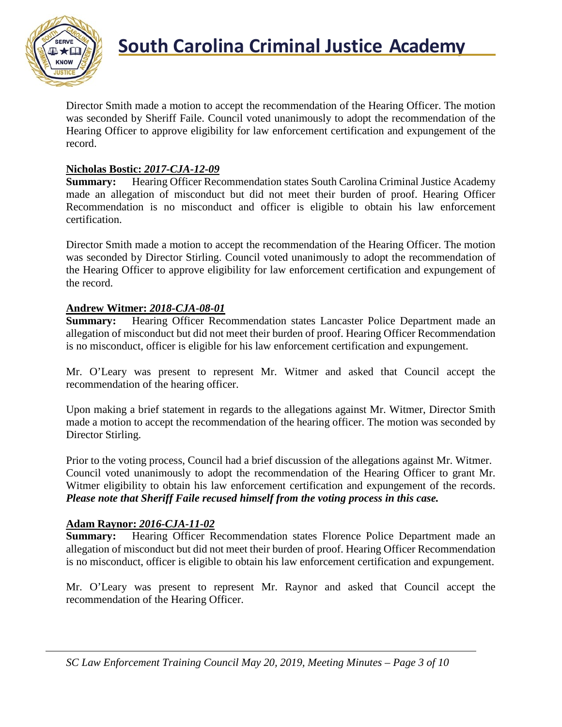Director Smith made a motion to accept the recommendation of the Hearing Officer. The motion was seconded by Sheriff Faile. Council voted unanimously to adopt the recommendation of the Hearing Officer to approve eligibility for law enforcement certification and expungement of the record.

**Nicholas Bostic: *2017-CJA-12-09***
**Summary:** Hearing Officer Recommendation states South Carolina Criminal Justice Academy made an allegation of misconduct but did not meet their burden of proof. Hearing Officer Recommendation is no misconduct and officer is eligible to obtain his law enforcement certification.

Director Smith made a motion to accept the recommendation of the Hearing Officer. The motion was seconded by Director Stirling. Council voted unanimously to adopt the recommendation of the Hearing Officer to approve eligibility for law enforcement certification and expungement of the record.

**Andrew Witmer: *2018-CJA-08-01***
**Summary:** Hearing Officer Recommendation states Lancaster Police Department made an allegation of misconduct but did not meet their burden of proof. Hearing Officer Recommendation is no misconduct, officer is eligible for his law enforcement certification and expungement.

Mr. O'Leary was present to represent Mr. Witmer and asked that Council accept the recommendation of the hearing officer.

Upon making a brief statement in regards to the allegations against Mr. Witmer, Director Smith made a motion to accept the recommendation of the hearing officer. The motion was seconded by Director Stirling.

Prior to the voting process, Council had a brief discussion of the allegations against Mr. Witmer. Council voted unanimously to adopt the recommendation of the Hearing Officer to grant Mr. Witmer eligibility to obtain his law enforcement certification and expungement of the records. ***Please note that Sheriff Faile recused himself from the voting process in this case.***

**Adam Raynor: *2016-CJA-11-02***
**Summary:** Hearing Officer Recommendation states Florence Police Department made an allegation of misconduct but did not meet their burden of proof. Hearing Officer Recommendation is no misconduct, officer is eligible to obtain his law enforcement certification and expungement.

Mr. O'Leary was present to represent Mr. Raynor and asked that Council accept the recommendation of the Hearing Officer.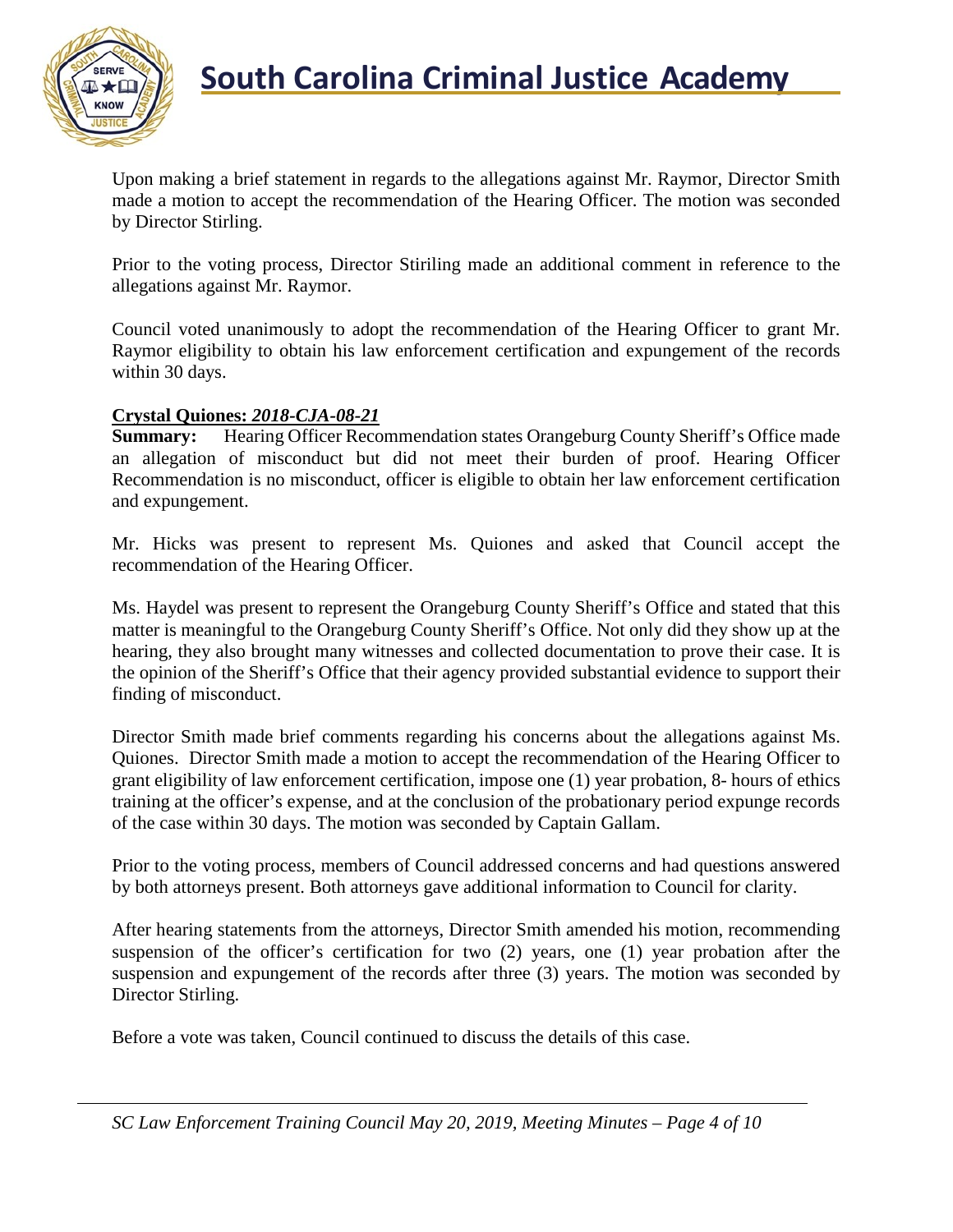Upon making a brief statement in regards to the allegations against Mr. Raymor, Director Smith made a motion to accept the recommendation of the Hearing Officer. The motion was seconded by Director Stirling.

Prior to the voting process, Director Stiriling made an additional comment in reference to the allegations against Mr. Raymor.

Council voted unanimously to adopt the recommendation of the Hearing Officer to grant Mr. Raymor eligibility to obtain his law enforcement certification and expungement of the records within 30 days.

**Crystal Quiones: *2018-CJA-08-21***

**Summary:** Hearing Officer Recommendation states Orangeburg County Sheriff's Office made an allegation of misconduct but did not meet their burden of proof. Hearing Officer Recommendation is no misconduct, officer is eligible to obtain her law enforcement certification and expungement.

Mr. Hicks was present to represent Ms. Quiones and asked that Council accept the recommendation of the Hearing Officer.

Ms. Haydel was present to represent the Orangeburg County Sheriff's Office and stated that this matter is meaningful to the Orangeburg County Sheriff's Office. Not only did they show up at the hearing, they also brought many witnesses and collected documentation to prove their case. It is the opinion of the Sheriff's Office that their agency provided substantial evidence to support their finding of misconduct.

Director Smith made brief comments regarding his concerns about the allegations against Ms. Quiones. Director Smith made a motion to accept the recommendation of the Hearing Officer to grant eligibility of law enforcement certification, impose one (1) year probation, 8- hours of ethics training at the officer's expense, and at the conclusion of the probationary period expunge records of the case within 30 days. The motion was seconded by Captain Gallam.

Prior to the voting process, members of Council addressed concerns and had questions answered by both attorneys present. Both attorneys gave additional information to Council for clarity.

After hearing statements from the attorneys, Director Smith amended his motion, recommending suspension of the officer's certification for two (2) years, one (1) year probation after the suspension and expungement of the records after three (3) years. The motion was seconded by Director Stirling.

Before a vote was taken, Council continued to discuss the details of this case.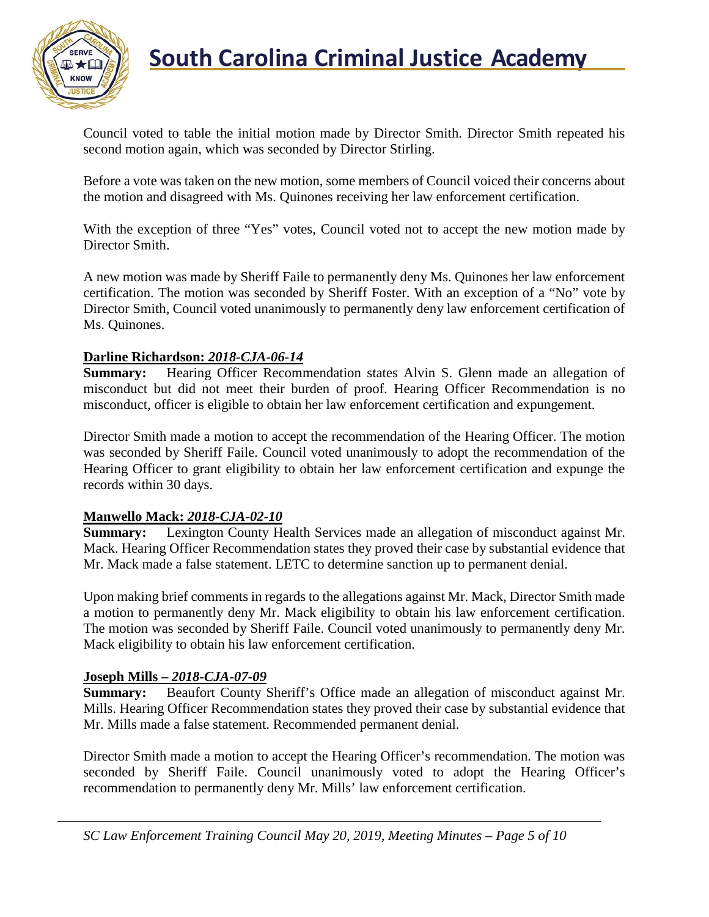Council voted to table the initial motion made by Director Smith. Director Smith repeated his second motion again, which was seconded by Director Stirling.

Before a vote was taken on the new motion, some members of Council voiced their concerns about the motion and disagreed with Ms. Quinones receiving her law enforcement certification.

With the exception of three "Yes" votes, Council voted not to accept the new motion made by Director Smith.

A new motion was made by Sheriff Faile to permanently deny Ms. Quinones her law enforcement certification. The motion was seconded by Sheriff Foster. With an exception of a "No" vote by Director Smith, Council voted unanimously to permanently deny law enforcement certification of Ms. Quinones.

**Darline Richardson: *2018-CJA-06-14***

**Summary:** Hearing Officer Recommendation states Alvin S. Glenn made an allegation of misconduct but did not meet their burden of proof. Hearing Officer Recommendation is no misconduct, officer is eligible to obtain her law enforcement certification and expungement.

Director Smith made a motion to accept the recommendation of the Hearing Officer. The motion was seconded by Sheriff Faile. Council voted unanimously to adopt the recommendation of the Hearing Officer to grant eligibility to obtain her law enforcement certification and expunge the records within 30 days.

**Manwello Mack: *2018-CJA-02-10***

**Summary:** Lexington County Health Services made an allegation of misconduct against Mr. Mack. Hearing Officer Recommendation states they proved their case by substantial evidence that Mr. Mack made a false statement. LETC to determine sanction up to permanent denial.

Upon making brief comments in regards to the allegations against Mr. Mack, Director Smith made a motion to permanently deny Mr. Mack eligibility to obtain his law enforcement certification. The motion was seconded by Sheriff Faile. Council voted unanimously to permanently deny Mr. Mack eligibility to obtain his law enforcement certification.

**Joseph Mills – *2018-CJA-07-09***

**Summary:** Beaufort County Sheriff's Office made an allegation of misconduct against Mr. Mills. Hearing Officer Recommendation states they proved their case by substantial evidence that Mr. Mills made a false statement. Recommended permanent denial.

Director Smith made a motion to accept the Hearing Officer's recommendation. The motion was seconded by Sheriff Faile. Council unanimously voted to adopt the Hearing Officer's recommendation to permanently deny Mr. Mills' law enforcement certification.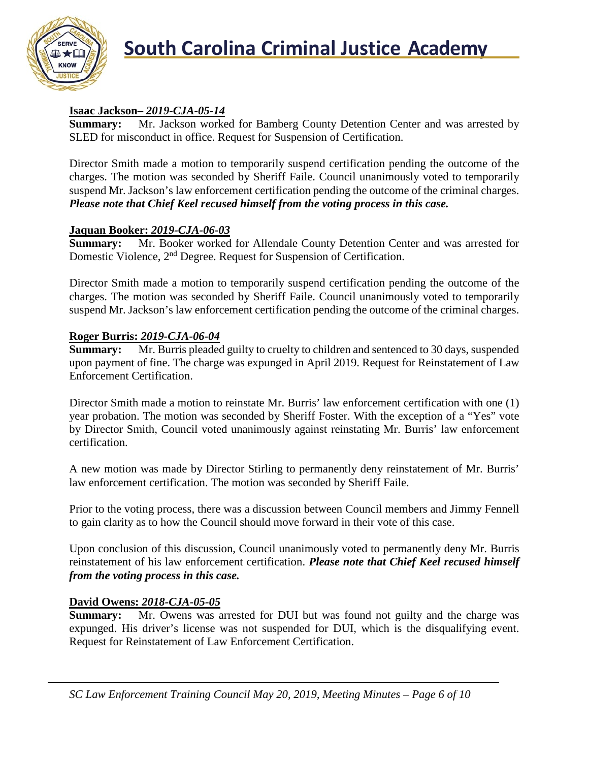**Isaac Jackson– *2019-CJA-05-14***

**Summary:** Mr. Jackson worked for Bamberg County Detention Center and was arrested by SLED for misconduct in office. Request for Suspension of Certification.

Director Smith made a motion to temporarily suspend certification pending the outcome of the charges. The motion was seconded by Sheriff Faile. Council unanimously voted to temporarily suspend Mr. Jackson's law enforcement certification pending the outcome of the criminal charges. ***Please note that Chief Keel recused himself from the voting process in this case.***

**Jaquan Booker: *2019-CJA-06-03***

**Summary:** Mr. Booker worked for Allendale County Detention Center and was arrested for Domestic Violence, 2nd Degree. Request for Suspension of Certification.

Director Smith made a motion to temporarily suspend certification pending the outcome of the charges. The motion was seconded by Sheriff Faile. Council unanimously voted to temporarily suspend Mr. Jackson's law enforcement certification pending the outcome of the criminal charges.

**Roger Burris: *2019-CJA-06-04***

**Summary:** Mr. Burris pleaded guilty to cruelty to children and sentenced to 30 days, suspended upon payment of fine. The charge was expunged in April 2019. Request for Reinstatement of Law Enforcement Certification.

Director Smith made a motion to reinstate Mr. Burris' law enforcement certification with one (1) year probation. The motion was seconded by Sheriff Foster. With the exception of a "Yes" vote by Director Smith, Council voted unanimously against reinstating Mr. Burris' law enforcement certification.

A new motion was made by Director Stirling to permanently deny reinstatement of Mr. Burris' law enforcement certification. The motion was seconded by Sheriff Faile.

Prior to the voting process, there was a discussion between Council members and Jimmy Fennell to gain clarity as to how the Council should move forward in their vote of this case.

Upon conclusion of this discussion, Council unanimously voted to permanently deny Mr. Burris reinstatement of his law enforcement certification. ***Please note that Chief Keel recused himself from the voting process in this case.***

**David Owens: *2018-CJA-05-05***

**Summary:** Mr. Owens was arrested for DUI but was found not guilty and the charge was expunged. His driver's license was not suspended for DUI, which is the disqualifying event. Request for Reinstatement of Law Enforcement Certification.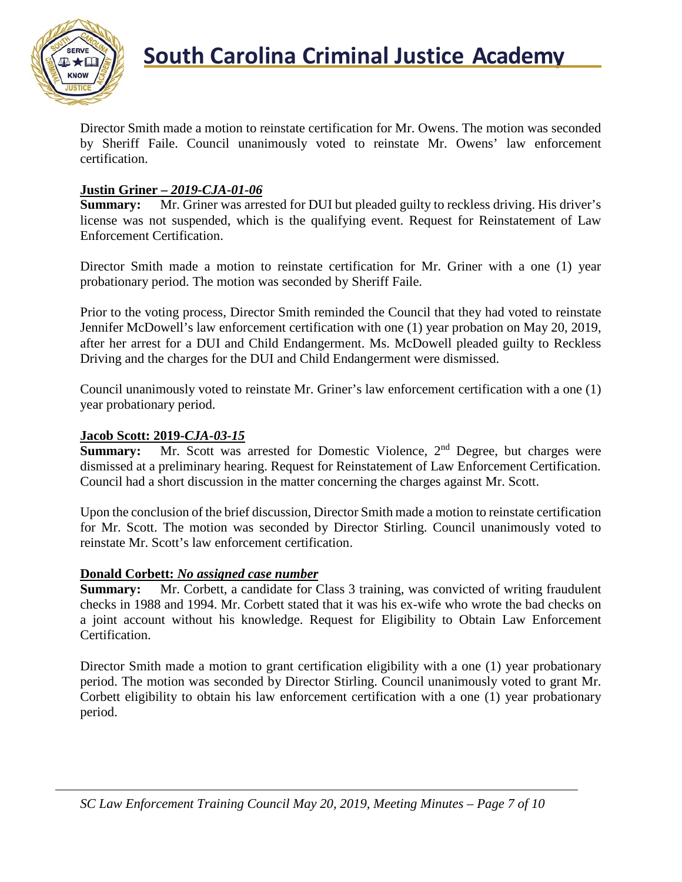Director Smith made a motion to reinstate certification for Mr. Owens. The motion was seconded by Sheriff Faile. Council unanimously voted to reinstate Mr. Owens' law enforcement certification.

**Justin Griner –** ***2019-CJA-01-06***

**Summary:** Mr. Griner was arrested for DUI but pleaded guilty to reckless driving. His driver's license was not suspended, which is the qualifying event. Request for Reinstatement of Law Enforcement Certification.

Director Smith made a motion to reinstate certification for Mr. Griner with a one (1) year probationary period. The motion was seconded by Sheriff Faile.

Prior to the voting process, Director Smith reminded the Council that they had voted to reinstate Jennifer McDowell's law enforcement certification with one (1) year probation on May 20, 2019, after her arrest for a DUI and Child Endangerment. Ms. McDowell pleaded guilty to Reckless Driving and the charges for the DUI and Child Endangerment were dismissed.

Council unanimously voted to reinstate Mr. Griner's law enforcement certification with a one (1) year probationary period.

**Jacob Scott: 2019-*CJA-03-15***

**Summary:** Mr. Scott was arrested for Domestic Violence, 2nd Degree, but charges were dismissed at a preliminary hearing. Request for Reinstatement of Law Enforcement Certification. Council had a short discussion in the matter concerning the charges against Mr. Scott.

Upon the conclusion of the brief discussion, Director Smith made a motion to reinstate certification for Mr. Scott. The motion was seconded by Director Stirling. Council unanimously voted to reinstate Mr. Scott's law enforcement certification.

**Donald Corbett: *No assigned case number***

**Summary:** Mr. Corbett, a candidate for Class 3 training, was convicted of writing fraudulent checks in 1988 and 1994. Mr. Corbett stated that it was his ex-wife who wrote the bad checks on a joint account without his knowledge. Request for Eligibility to Obtain Law Enforcement Certification.

Director Smith made a motion to grant certification eligibility with a one (1) year probationary period. The motion was seconded by Director Stirling. Council unanimously voted to grant Mr. Corbett eligibility to obtain his law enforcement certification with a one (1) year probationary period.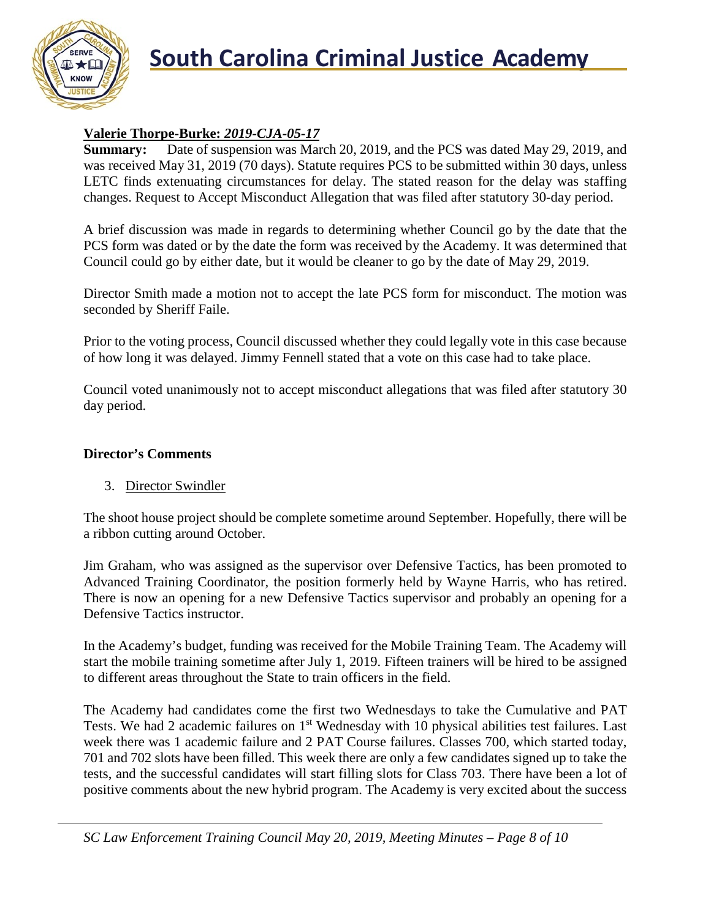**Valerie Thorpe-Burke: *2019-CJA-05-17***

**Summary:** Date of suspension was March 20, 2019, and the PCS was dated May 29, 2019, and was received May 31, 2019 (70 days). Statute requires PCS to be submitted within 30 days, unless LETC finds extenuating circumstances for delay. The stated reason for the delay was staffing changes. Request to Accept Misconduct Allegation that was filed after statutory 30-day period.

A brief discussion was made in regards to determining whether Council go by the date that the PCS form was dated or by the date the form was received by the Academy. It was determined that Council could go by either date, but it would be cleaner to go by the date of May 29, 2019.

Director Smith made a motion not to accept the late PCS form for misconduct. The motion was seconded by Sheriff Faile.

Prior to the voting process, Council discussed whether they could legally vote in this case because of how long it was delayed. Jimmy Fennell stated that a vote on this case had to take place.

Council voted unanimously not to accept misconduct allegations that was filed after statutory 30 day period.

**Director's Comments**

3. Director Swindler

The shoot house project should be complete sometime around September. Hopefully, there will be a ribbon cutting around October.

Jim Graham, who was assigned as the supervisor over Defensive Tactics, has been promoted to Advanced Training Coordinator, the position formerly held by Wayne Harris, who has retired. There is now an opening for a new Defensive Tactics supervisor and probably an opening for a Defensive Tactics instructor.

In the Academy's budget, funding was received for the Mobile Training Team. The Academy will start the mobile training sometime after July 1, 2019. Fifteen trainers will be hired to be assigned to different areas throughout the State to train officers in the field.

The Academy had candidates come the first two Wednesdays to take the Cumulative and PAT Tests. We had 2 academic failures on 1st Wednesday with 10 physical abilities test failures. Last week there was 1 academic failure and 2 PAT Course failures. Classes 700, which started today, 701 and 702 slots have been filled. This week there are only a few candidates signed up to take the tests, and the successful candidates will start filling slots for Class 703. There have been a lot of positive comments about the new hybrid program. The Academy is very excited about the success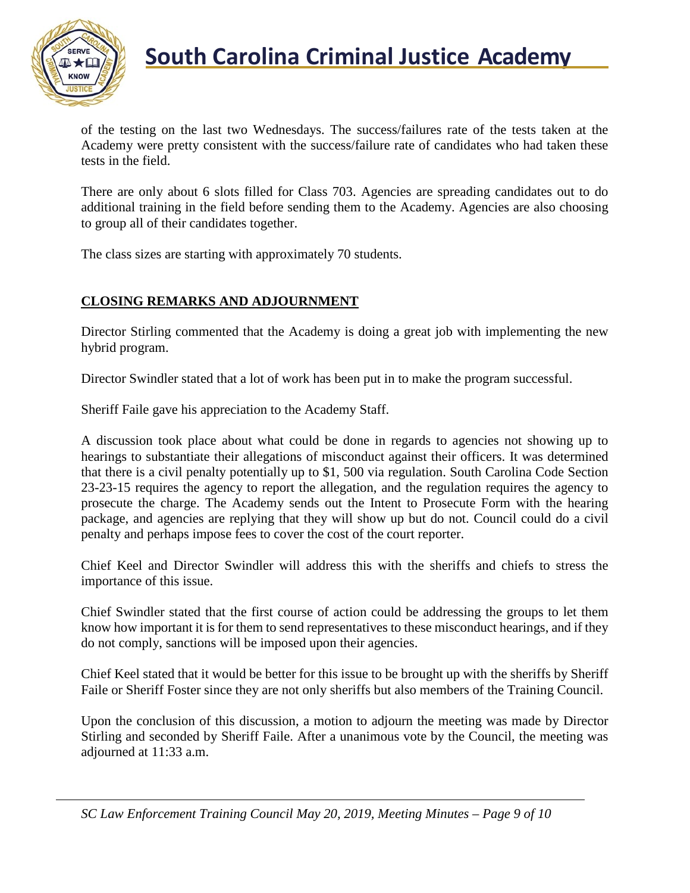of the testing on the last two Wednesdays. The success/failures rate of the tests taken at the Academy were pretty consistent with the success/failure rate of candidates who had taken these tests in the field.

There are only about 6 slots filled for Class 703. Agencies are spreading candidates out to do additional training in the field before sending them to the Academy. Agencies are also choosing to group all of their candidates together.

The class sizes are starting with approximately 70 students.

## CLOSING REMARKS AND ADJOURNMENT

Director Stirling commented that the Academy is doing a great job with implementing the new hybrid program.

Director Swindler stated that a lot of work has been put in to make the program successful.

Sheriff Faile gave his appreciation to the Academy Staff.

A discussion took place about what could be done in regards to agencies not showing up to hearings to substantiate their allegations of misconduct against their officers. It was determined that there is a civil penalty potentially up to $1, 500 via regulation. South Carolina Code Section 23-23-15 requires the agency to report the allegation, and the regulation requires the agency to prosecute the charge. The Academy sends out the Intent to Prosecute Form with the hearing package, and agencies are replying that they will show up but do not. Council could do a civil penalty and perhaps impose fees to cover the cost of the court reporter.

Chief Keel and Director Swindler will address this with the sheriffs and chiefs to stress the importance of this issue.

Chief Swindler stated that the first course of action could be addressing the groups to let them know how important it is for them to send representatives to these misconduct hearings, and if they do not comply, sanctions will be imposed upon their agencies.

Chief Keel stated that it would be better for this issue to be brought up with the sheriffs by Sheriff Faile or Sheriff Foster since they are not only sheriffs but also members of the Training Council.

Upon the conclusion of this discussion, a motion to adjourn the meeting was made by Director Stirling and seconded by Sheriff Faile. After a unanimous vote by the Council, the meeting was adjourned at 11:33 a.m.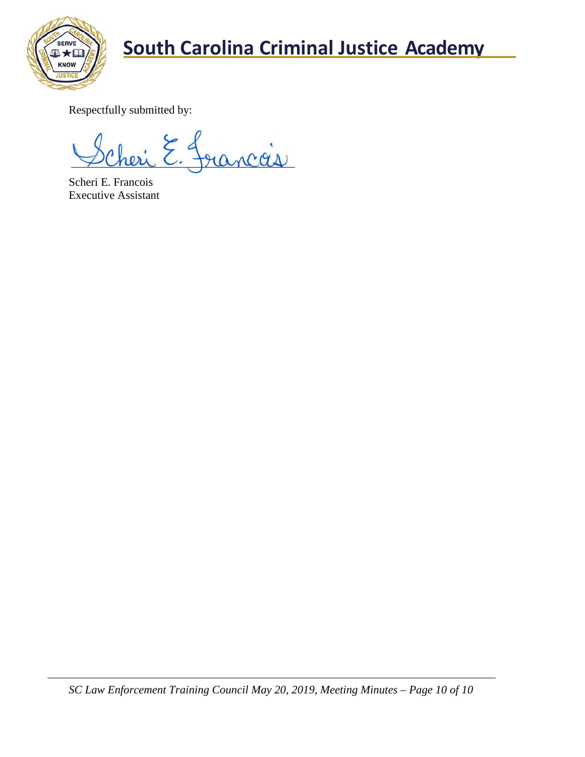Respectfully submitted by:

Scheri E. Francois
Executive Assistant